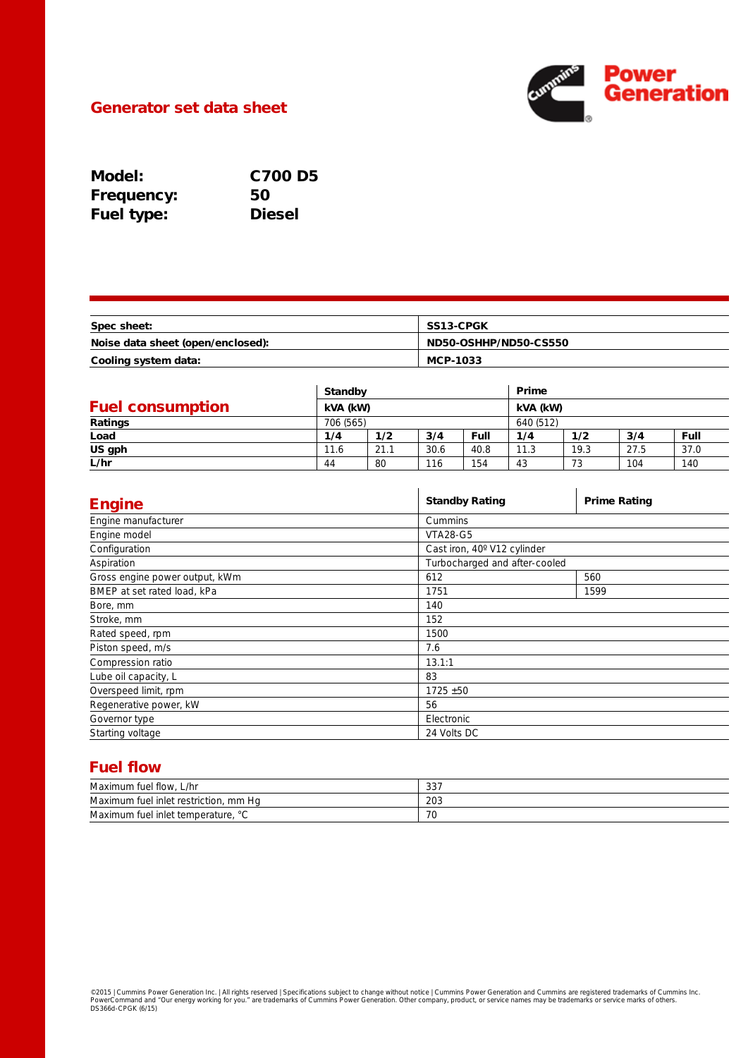## Generator set data sheet

**Model:** C700 D5
**Frequency:** 50
**Fuel type:** Diesel

| | |
|---|---|
| **Spec sheet:** | **SS13-CPGK** |
| **Noise data sheet (open/enclosed):** | **ND50-OSHHP/ND50-CS550** |
| **Cooling system data:** | **MCP-1033** |

## Fuel consumption

| | Standby | | | | Prime | | | |
|---|---|---|---|---|---|---|---|---|
| | kVA (kW) | | | | kVA (kW) | | | |
| **Ratings** | 706 (565) | | | | 640 (512) | | | |
| **Load** | **1/4** | **1/2** | **3/4** | **Full** | **1/4** | **1/2** | **3/4** | **Full** |
| **US gph** | 11.6 | 21.1 | 30.6 | 40.8 | 11.3 | 19.3 | 27.5 | 37.0 |
| **L/hr** | 44 | 80 | 116 | 154 | 43 | 73 | 104 | 140 |

## Engine

| | Standby Rating | Prime Rating |
|---|---|---|
| Engine manufacturer | Cummins | |
| Engine model | VTA28-G5 | |
| Configuration | Cast iron, 40º V12 cylinder | |
| Aspiration | Turbocharged and after-cooled | |
| Gross engine power output, kWm | 612 | 560 |
| BMEP at set rated load, kPa | 1751 | 1599 |
| Bore, mm | 140 | |
| Stroke, mm | 152 | |
| Rated speed, rpm | 1500 | |
| Piston speed, m/s | 7.6 | |
| Compression ratio | 13.1:1 | |
| Lube oil capacity, L | 83 | |
| Overspeed limit, rpm | 1725 ±50 | |
| Regenerative power, kW | 56 | |
| Governor type | Electronic | |
| Starting voltage | 24 Volts DC | |

## Fuel flow

| | |
|---|---|
| Maximum fuel flow, L/hr | 337 |
| Maximum fuel inlet restriction, mm Hg | 203 |
| Maximum fuel inlet temperature, °C | 70 |

©2015 | Cummins Power Generation Inc. | All rights reserved | Specifications subject to change without notice | Cummins Power Generation and Cummins are registered trademarks of Cummins Inc. PowerCommand and "Our energy working for you." are trademarks of Cummins Power Generation. Other company, product, or service names may be trademarks or service marks of others.
DS366d-CPGK (6/15)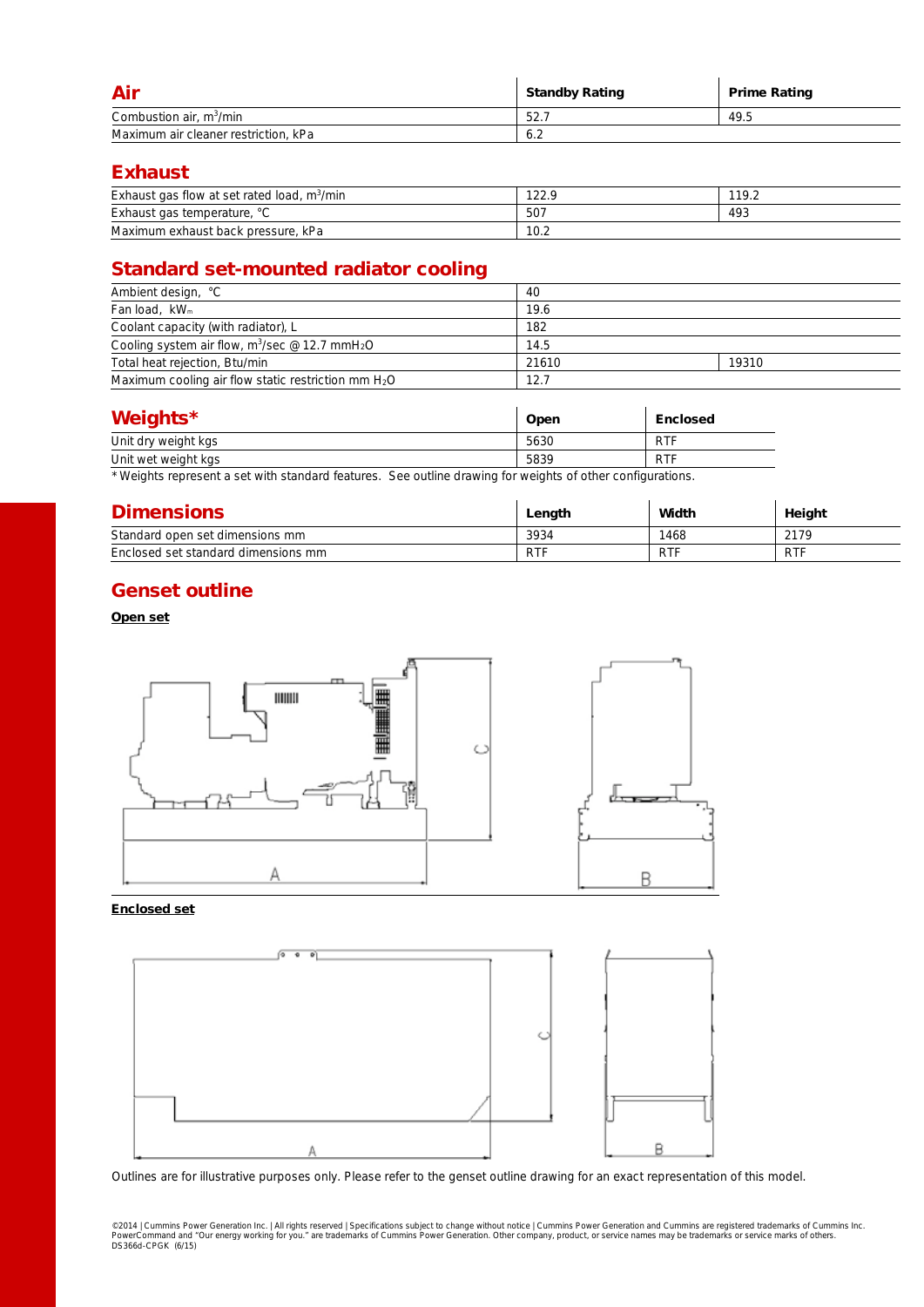## Air

| Air | Standby Rating | Prime Rating |
|---|---|---|
| Combustion air, $m^3$/min | 52.7 | 49.5 |
| Maximum air cleaner restriction, kPa | 6.2 | |

## Exhaust

| | | |
|---|---|---|
| Exhaust gas flow at set rated load, $m^3$/min | 122.9 | 119.2 |
| Exhaust gas temperature, °C | 507 | 493 |
| Maximum exhaust back pressure, kPa | 10.2 | |

## Standard set-mounted radiator cooling

| | | |
|---|---|---|
| Ambient design, °C | 40 | |
| Fan load, $kW_m$ | 19.6 | |
| Coolant capacity (with radiator), L | 182 | |
| Cooling system air flow, $m^3$/sec @ 12.7 mm$H_2O$ | 14.5 | |
| Total heat rejection, Btu/min | 21610 | 19310 |
| Maximum cooling air flow static restriction mm $H_2O$ | 12.7 | |

## Weights*

| Weights* | Open | Enclosed |
|---|---|---|
| Unit dry weight kgs | 5630 | RTF |
| Unit wet weight kgs | 5839 | RTF |

* Weights represent a set with standard features. See outline drawing for weights of other configurations.

## Dimensions

| Dimensions | Length | Width | Height |
|---|---|---|---|
| Standard open set dimensions mm | 3934 | 1468 | 2179 |
| Enclosed set standard dimensions mm | RTF | RTF | RTF |

## Genset outline

**Open set**

**Enclosed set**

Outlines are for illustrative purposes only. Please refer to the genset outline drawing for an exact representation of this model.

©2014 | Cummins Power Generation Inc. | All rights reserved | Specifications subject to change without notice | Cummins Power Generation and Cummins are registered trademarks of Cummins Inc. PowerCommand and "Our energy working for you." are trademarks of Cummins Power Generation. Other company, product, or service names may be trademarks or service marks of others.
DS366d-CPGK (6/15)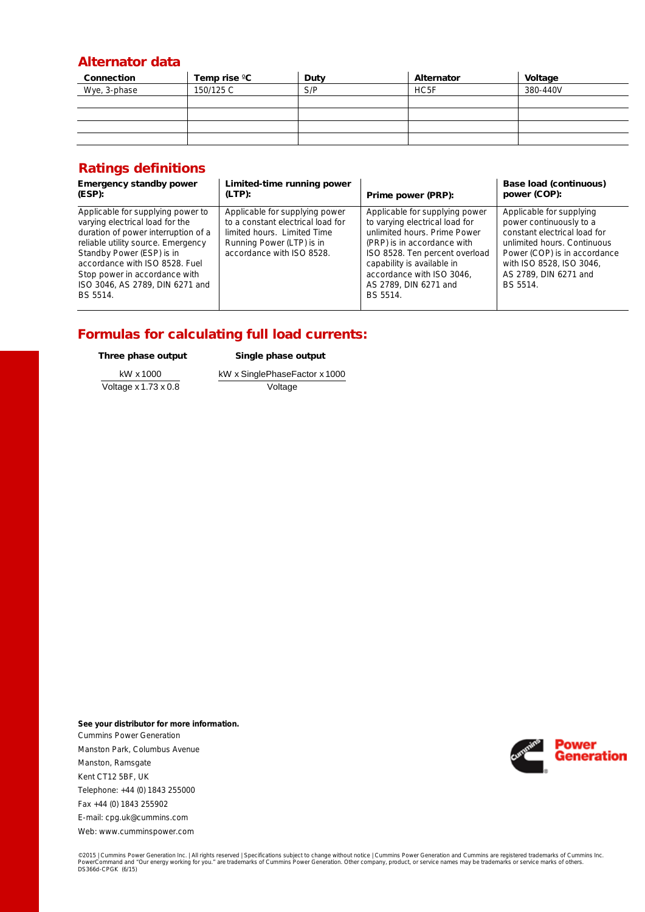## Alternator data

| Connection | Temp rise ºC | Duty | Alternator | Voltage |
|---|---|---|---|---|
| Wye, 3-phase | 150/125 C | S/P | HC5F | 380-440V |
| | | | | |
| | | | | |
| | | | | |
| | | | | |

## Ratings definitions

| Emergency standby power (ESP): | Limited-time running power (LTP): | Prime power (PRP): | Base load (continuous) power (COP): |
|---|---|---|---|
| Applicable for supplying power to varying electrical load for the duration of power interruption of a reliable utility source. Emergency Standby Power (ESP) is in accordance with ISO 8528. Fuel Stop power in accordance with ISO 3046, AS 2789, DIN 6271 and BS 5514. | Applicable for supplying power to a constant electrical load for limited hours. Limited Time Running Power (LTP) is in accordance with ISO 8528. | Applicable for supplying power to varying electrical load for unlimited hours. Prime Power (PRP) is in accordance with ISO 8528. Ten percent overload capability is available in accordance with ISO 3046, AS 2789, DIN 6271 and BS 5514. | Applicable for supplying power continuously to a constant electrical load for unlimited hours. Continuous Power (COP) is in accordance with ISO 8528, ISO 3046, AS 2789, DIN 6271 and BS 5514. |

## Formulas for calculating full load currents:

**Three phase output**

$$\frac{\text{kW} \times 1000}{\text{Voltage} \times 1.73 \times 0.8}$$

**Single phase output**

$$\frac{\text{kW} \times \text{SinglePhaseFactor} \times 1000}{\text{Voltage}}$$

**See your distributor for more information.**

Cummins Power Generation
Manston Park, Columbus Avenue
Manston, Ramsgate
Kent CT12 5BF, UK
Telephone: +44 (0) 1843 255000
Fax +44 (0) 1843 255902
E-mail: cpg.uk@cummins.com
Web: www.cumminspower.com

Cummins Power Generation

©2015 | Cummins Power Generation Inc. | All rights reserved | Specifications subject to change without notice | Cummins Power Generation and Cummins are registered trademarks of Cummins Inc. PowerCommand and "Our energy working for you." are trademarks of Cummins Power Generation. Other company, product, or service names may be trademarks or service marks of others.
DS366d-CPGK (6/15)